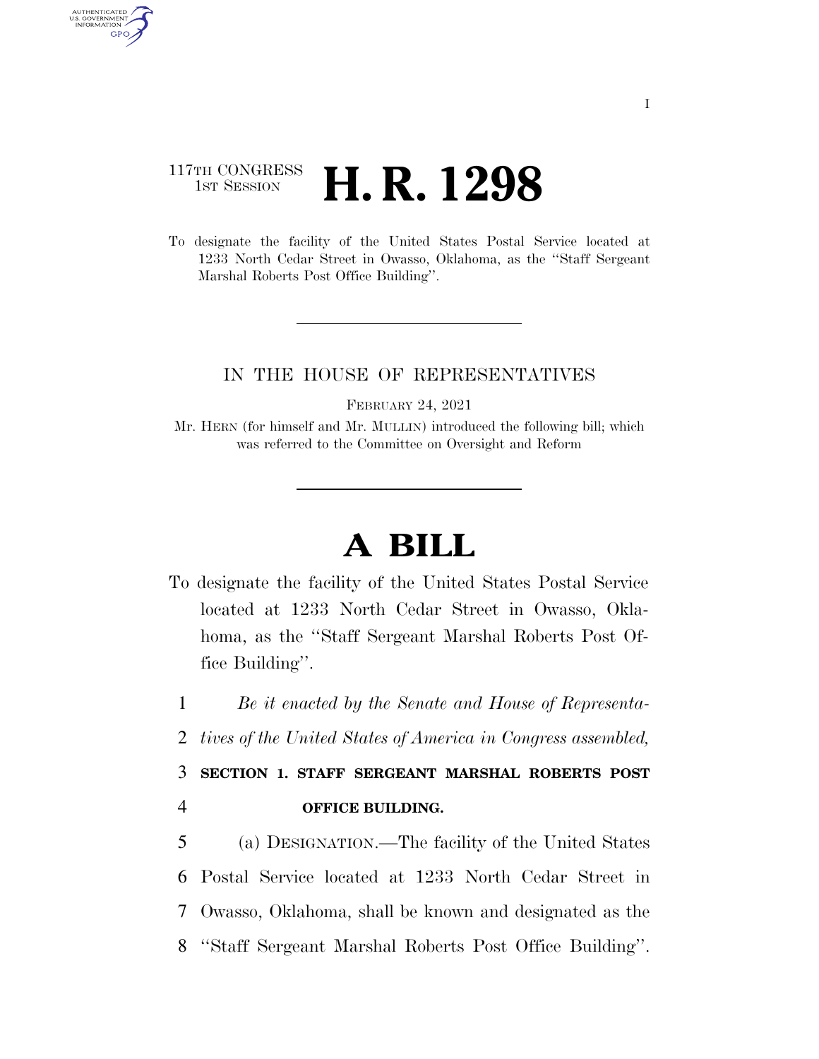117TH CONGRESS
1ST SESSION

# H. R. 1298

To designate the facility of the United States Postal Service located at 1233 North Cedar Street in Owasso, Oklahoma, as the "Staff Sergeant Marshal Roberts Post Office Building".

IN THE HOUSE OF REPRESENTATIVES

FEBRUARY 24, 2021

Mr. HERN (for himself and Mr. MULLIN) introduced the following bill; which was referred to the Committee on Oversight and Reform

# A BILL

To designate the facility of the United States Postal Service located at 1233 North Cedar Street in Owasso, Oklahoma, as the "Staff Sergeant Marshal Roberts Post Office Building".

1 *Be it enacted by the Senate and House of Representa-*
2 *tives of the United States of America in Congress assembled,*

3 **SECTION 1. STAFF SERGEANT MARSHAL ROBERTS POST**
4 **OFFICE BUILDING.**

5 (a) DESIGNATION.—The facility of the United States
6 Postal Service located at 1233 North Cedar Street in
7 Owasso, Oklahoma, shall be known and designated as the
8 "Staff Sergeant Marshal Roberts Post Office Building".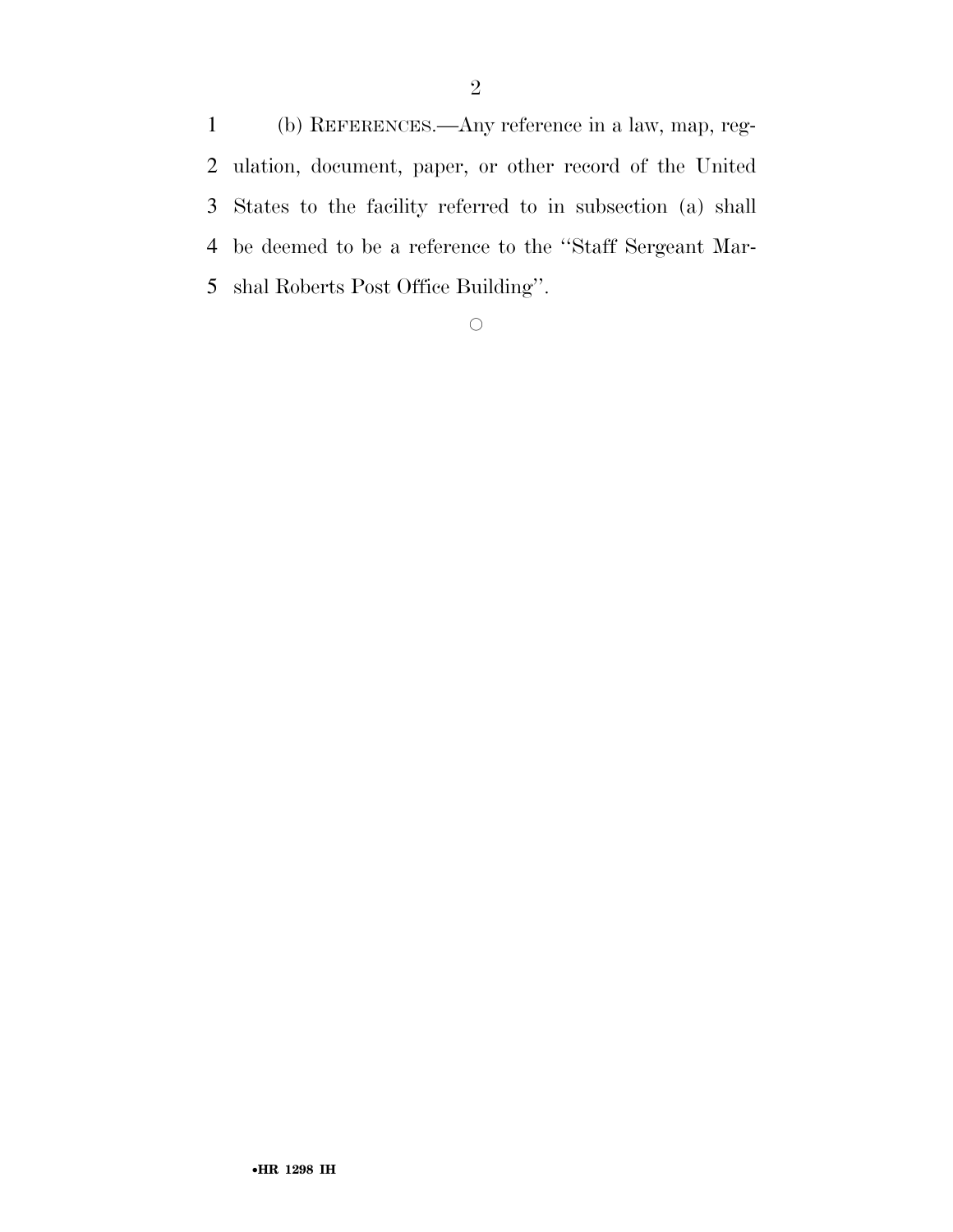(b) REFERENCES.—Any reference in a law, map, regulation, document, paper, or other record of the United States to the facility referred to in subsection (a) shall be deemed to be a reference to the ''Staff Sergeant Marshal Roberts Post Office Building''.